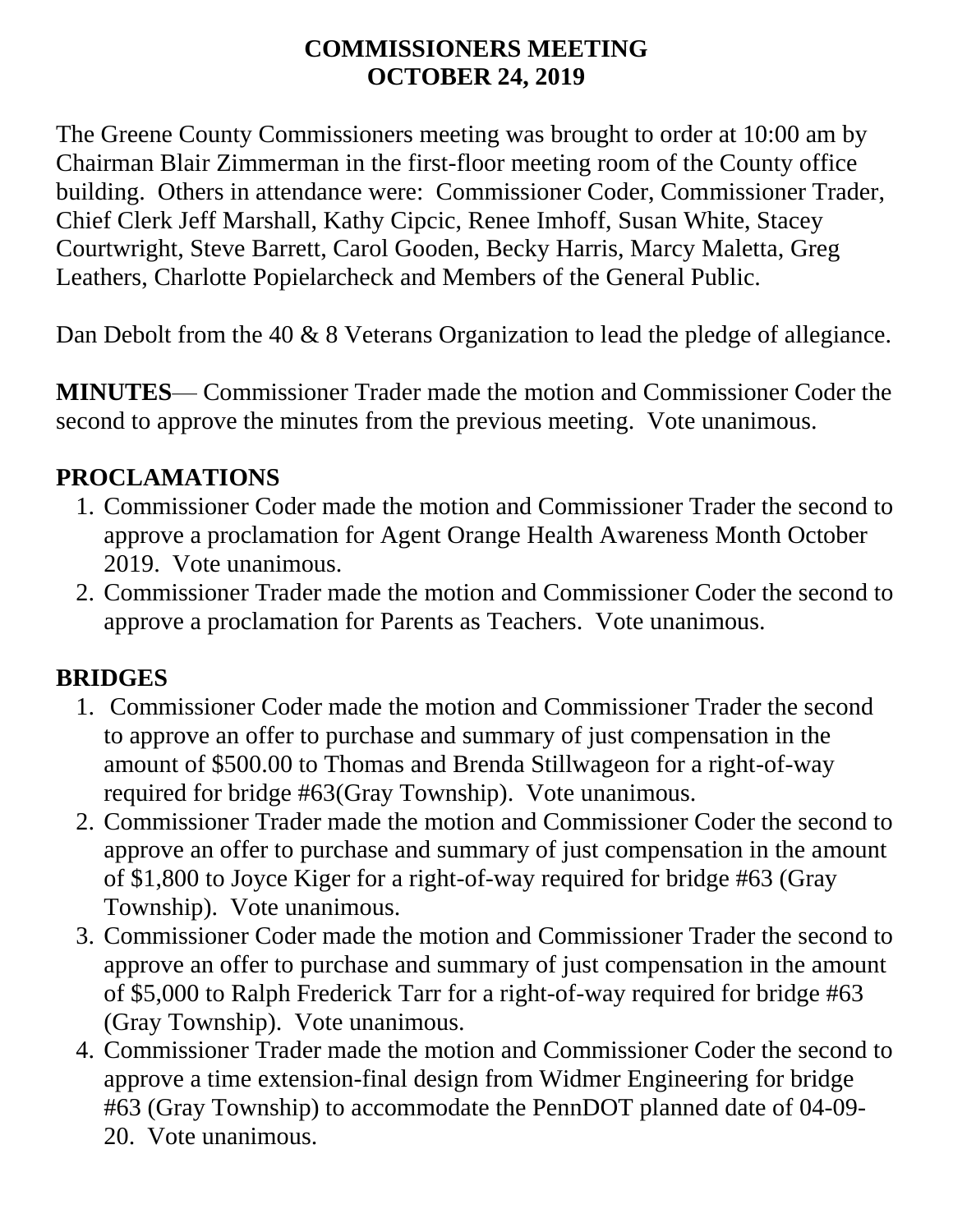# COMMISSIONERS MEETING
# OCTOBER 24, 2019

The Greene County Commissioners meeting was brought to order at 10:00 am by Chairman Blair Zimmerman in the first-floor meeting room of the County office building. Others in attendance were: Commissioner Coder, Commissioner Trader, Chief Clerk Jeff Marshall, Kathy Cipcic, Renee Imhoff, Susan White, Stacey Courtwright, Steve Barrett, Carol Gooden, Becky Harris, Marcy Maletta, Greg Leathers, Charlotte Popielarcheck and Members of the General Public.

Dan Debolt from the 40 & 8 Veterans Organization to lead the pledge of allegiance.

**MINUTES**— Commissioner Trader made the motion and Commissioner Coder the second to approve the minutes from the previous meeting. Vote unanimous.

## PROCLAMATIONS

1. Commissioner Coder made the motion and Commissioner Trader the second to approve a proclamation for Agent Orange Health Awareness Month October 2019. Vote unanimous.
2. Commissioner Trader made the motion and Commissioner Coder the second to approve a proclamation for Parents as Teachers. Vote unanimous.

## BRIDGES

1. Commissioner Coder made the motion and Commissioner Trader the second to approve an offer to purchase and summary of just compensation in the amount of $500.00 to Thomas and Brenda Stillwageon for a right-of-way required for bridge #63(Gray Township). Vote unanimous.
2. Commissioner Trader made the motion and Commissioner Coder the second to approve an offer to purchase and summary of just compensation in the amount of $1,800 to Joyce Kiger for a right-of-way required for bridge #63 (Gray Township). Vote unanimous.
3. Commissioner Coder made the motion and Commissioner Trader the second to approve an offer to purchase and summary of just compensation in the amount of $5,000 to Ralph Frederick Tarr for a right-of-way required for bridge #63 (Gray Township). Vote unanimous.
4. Commissioner Trader made the motion and Commissioner Coder the second to approve a time extension-final design from Widmer Engineering for bridge #63 (Gray Township) to accommodate the PennDOT planned date of 04-09-20. Vote unanimous.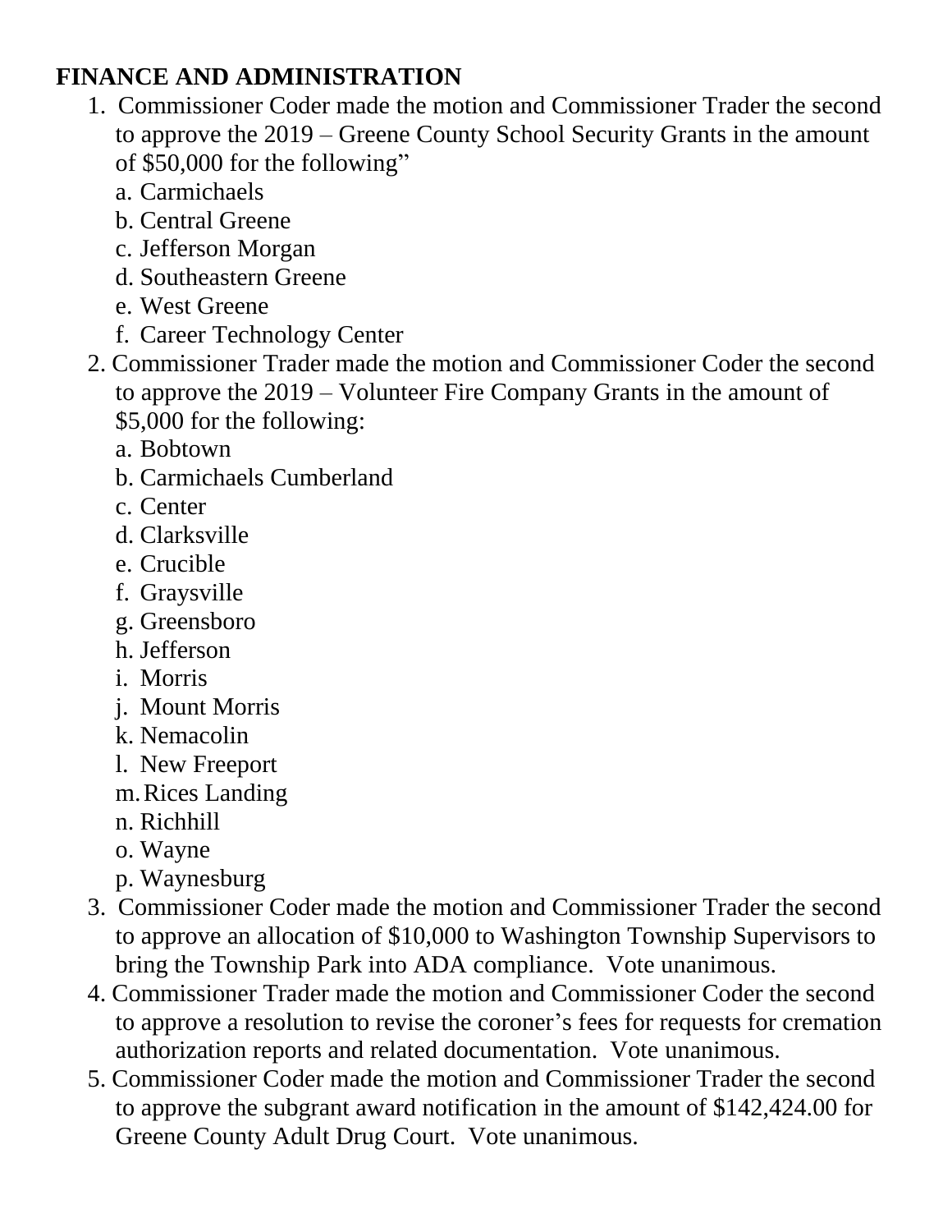**FINANCE AND ADMINISTRATION**

1. Commissioner Coder made the motion and Commissioner Trader the second to approve the 2019 – Greene County School Security Grants in the amount of $50,000 for the following"
   a. Carmichaels
   b. Central Greene
   c. Jefferson Morgan
   d. Southeastern Greene
   e. West Greene
   f. Career Technology Center
2. Commissioner Trader made the motion and Commissioner Coder the second to approve the 2019 – Volunteer Fire Company Grants in the amount of $5,000 for the following:
   a. Bobtown
   b. Carmichaels Cumberland
   c. Center
   d. Clarksville
   e. Crucible
   f. Graysville
   g. Greensboro
   h. Jefferson
   i. Morris
   j. Mount Morris
   k. Nemacolin
   l. New Freeport
   m. Rices Landing
   n. Richhill
   o. Wayne
   p. Waynesburg
3. Commissioner Coder made the motion and Commissioner Trader the second to approve an allocation of $10,000 to Washington Township Supervisors to bring the Township Park into ADA compliance. Vote unanimous.
4. Commissioner Trader made the motion and Commissioner Coder the second to approve a resolution to revise the coroner's fees for requests for cremation authorization reports and related documentation. Vote unanimous.
5. Commissioner Coder made the motion and Commissioner Trader the second to approve the subgrant award notification in the amount of $142,424.00 for Greene County Adult Drug Court. Vote unanimous.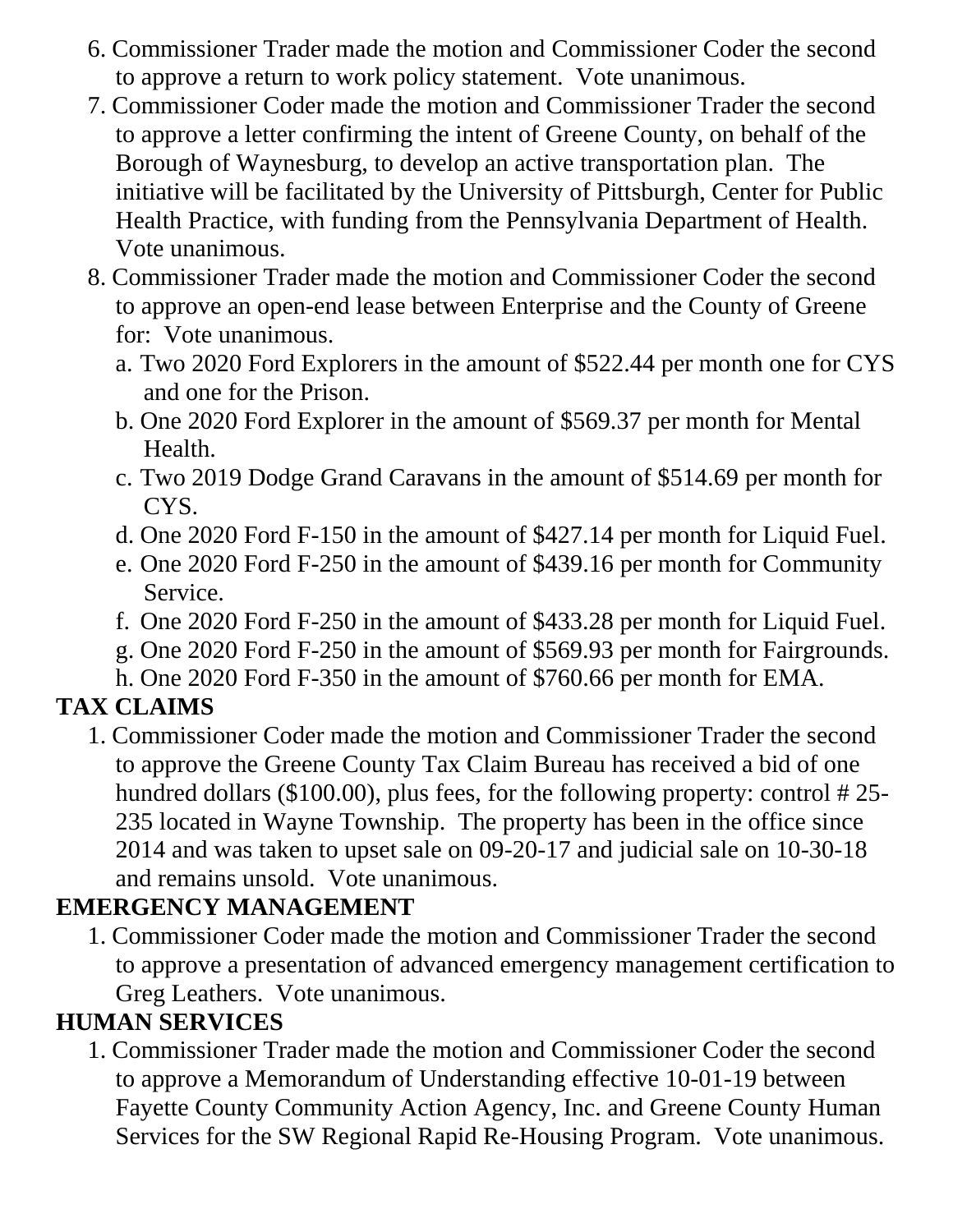6. Commissioner Trader made the motion and Commissioner Coder the second to approve a return to work policy statement. Vote unanimous.
7. Commissioner Coder made the motion and Commissioner Trader the second to approve a letter confirming the intent of Greene County, on behalf of the Borough of Waynesburg, to develop an active transportation plan. The initiative will be facilitated by the University of Pittsburgh, Center for Public Health Practice, with funding from the Pennsylvania Department of Health. Vote unanimous.
8. Commissioner Trader made the motion and Commissioner Coder the second to approve an open-end lease between Enterprise and the County of Greene for: Vote unanimous.
   a. Two 2020 Ford Explorers in the amount of $522.44 per month one for CYS and one for the Prison.
   b. One 2020 Ford Explorer in the amount of $569.37 per month for Mental Health.
   c. Two 2019 Dodge Grand Caravans in the amount of $514.69 per month for CYS.
   d. One 2020 Ford F-150 in the amount of $427.14 per month for Liquid Fuel.
   e. One 2020 Ford F-250 in the amount of $439.16 per month for Community Service.
   f. One 2020 Ford F-250 in the amount of $433.28 per month for Liquid Fuel.
   g. One 2020 Ford F-250 in the amount of $569.93 per month for Fairgrounds.
   h. One 2020 Ford F-350 in the amount of $760.66 per month for EMA.

**TAX CLAIMS**

1. Commissioner Coder made the motion and Commissioner Trader the second to approve the Greene County Tax Claim Bureau has received a bid of one hundred dollars ($100.00), plus fees, for the following property: control # 25-235 located in Wayne Township. The property has been in the office since 2014 and was taken to upset sale on 09-20-17 and judicial sale on 10-30-18 and remains unsold. Vote unanimous.

**EMERGENCY MANAGEMENT**

1. Commissioner Coder made the motion and Commissioner Trader the second to approve a presentation of advanced emergency management certification to Greg Leathers. Vote unanimous.

**HUMAN SERVICES**

1. Commissioner Trader made the motion and Commissioner Coder the second to approve a Memorandum of Understanding effective 10-01-19 between Fayette County Community Action Agency, Inc. and Greene County Human Services for the SW Regional Rapid Re-Housing Program. Vote unanimous.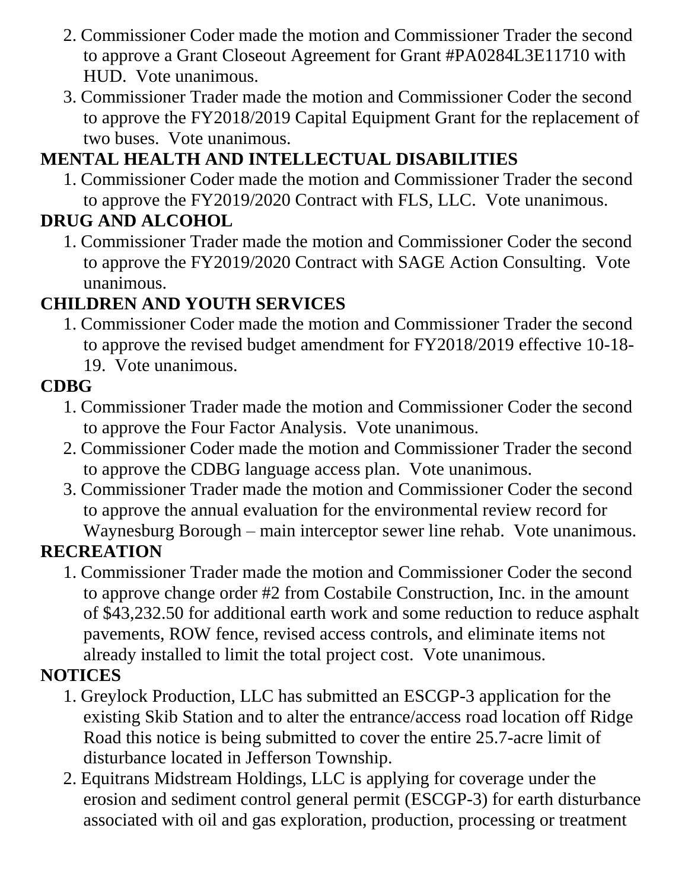2. Commissioner Coder made the motion and Commissioner Trader the second to approve a Grant Closeout Agreement for Grant #PA0284L3E11710 with HUD. Vote unanimous.
3. Commissioner Trader made the motion and Commissioner Coder the second to approve the FY2018/2019 Capital Equipment Grant for the replacement of two buses. Vote unanimous.

**MENTAL HEALTH AND INTELLECTUAL DISABILITIES**

1. Commissioner Coder made the motion and Commissioner Trader the second to approve the FY2019/2020 Contract with FLS, LLC. Vote unanimous.

**DRUG AND ALCOHOL**

1. Commissioner Trader made the motion and Commissioner Coder the second to approve the FY2019/2020 Contract with SAGE Action Consulting. Vote unanimous.

**CHILDREN AND YOUTH SERVICES**

1. Commissioner Coder made the motion and Commissioner Trader the second to approve the revised budget amendment for FY2018/2019 effective 10-18-19. Vote unanimous.

**CDBG**

1. Commissioner Trader made the motion and Commissioner Coder the second to approve the Four Factor Analysis. Vote unanimous.
2. Commissioner Coder made the motion and Commissioner Trader the second to approve the CDBG language access plan. Vote unanimous.
3. Commissioner Trader made the motion and Commissioner Coder the second to approve the annual evaluation for the environmental review record for Waynesburg Borough – main interceptor sewer line rehab. Vote unanimous.

**RECREATION**

1. Commissioner Trader made the motion and Commissioner Coder the second to approve change order #2 from Costabile Construction, Inc. in the amount of $43,232.50 for additional earth work and some reduction to reduce asphalt pavements, ROW fence, revised access controls, and eliminate items not already installed to limit the total project cost. Vote unanimous.

**NOTICES**

1. Greylock Production, LLC has submitted an ESCGP-3 application for the existing Skib Station and to alter the entrance/access road location off Ridge Road this notice is being submitted to cover the entire 25.7-acre limit of disturbance located in Jefferson Township.
2. Equitrans Midstream Holdings, LLC is applying for coverage under the erosion and sediment control general permit (ESCGP-3) for earth disturbance associated with oil and gas exploration, production, processing or treatment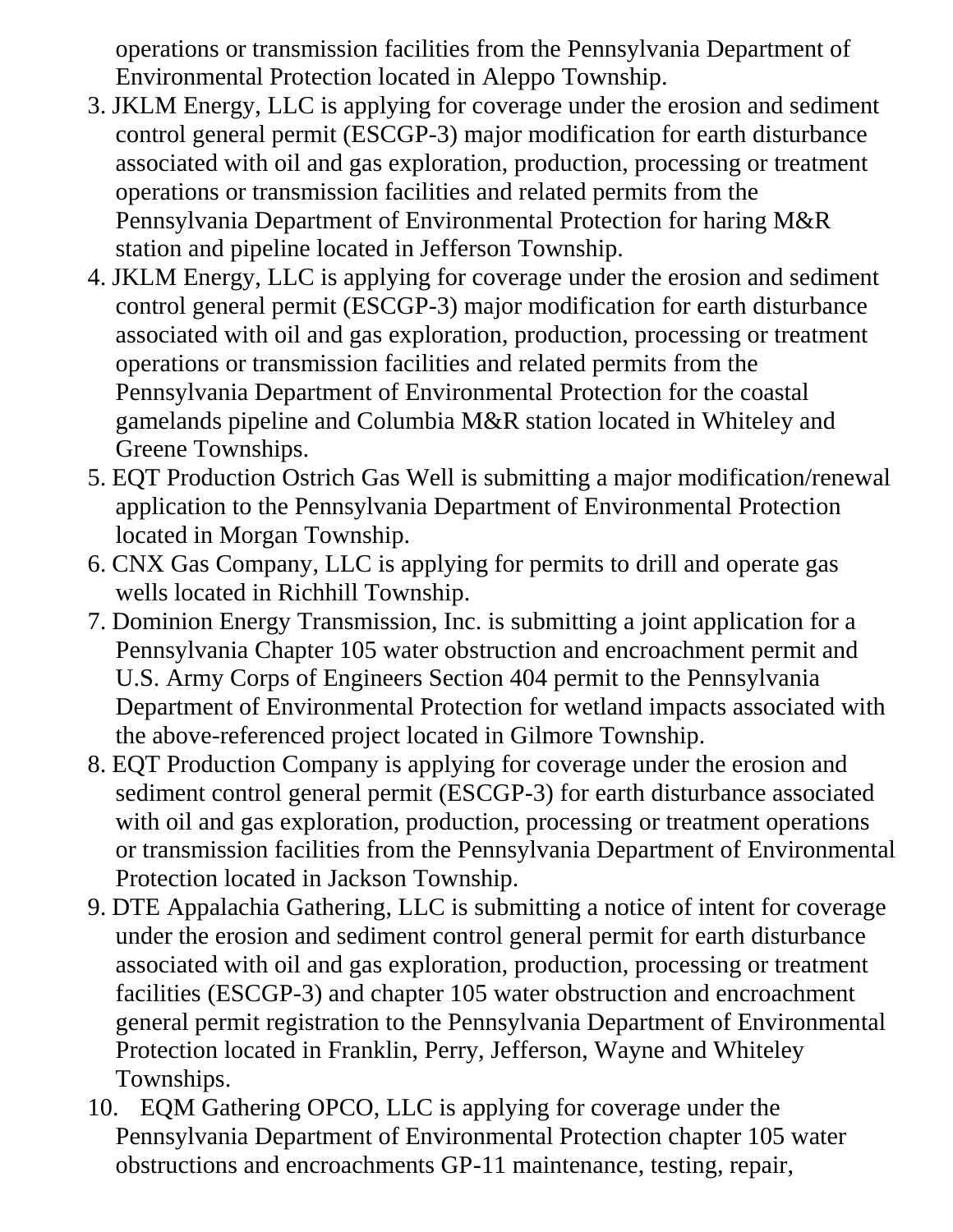operations or transmission facilities from the Pennsylvania Department of Environmental Protection located in Aleppo Township.

3. JKLM Energy, LLC is applying for coverage under the erosion and sediment control general permit (ESCGP-3) major modification for earth disturbance associated with oil and gas exploration, production, processing or treatment operations or transmission facilities and related permits from the Pennsylvania Department of Environmental Protection for haring M&R station and pipeline located in Jefferson Township.
4. JKLM Energy, LLC is applying for coverage under the erosion and sediment control general permit (ESCGP-3) major modification for earth disturbance associated with oil and gas exploration, production, processing or treatment operations or transmission facilities and related permits from the Pennsylvania Department of Environmental Protection for the coastal gamelands pipeline and Columbia M&R station located in Whiteley and Greene Townships.
5. EQT Production Ostrich Gas Well is submitting a major modification/renewal application to the Pennsylvania Department of Environmental Protection located in Morgan Township.
6. CNX Gas Company, LLC is applying for permits to drill and operate gas wells located in Richhill Township.
7. Dominion Energy Transmission, Inc. is submitting a joint application for a Pennsylvania Chapter 105 water obstruction and encroachment permit and U.S. Army Corps of Engineers Section 404 permit to the Pennsylvania Department of Environmental Protection for wetland impacts associated with the above-referenced project located in Gilmore Township.
8. EQT Production Company is applying for coverage under the erosion and sediment control general permit (ESCGP-3) for earth disturbance associated with oil and gas exploration, production, processing or treatment operations or transmission facilities from the Pennsylvania Department of Environmental Protection located in Jackson Township.
9. DTE Appalachia Gathering, LLC is submitting a notice of intent for coverage under the erosion and sediment control general permit for earth disturbance associated with oil and gas exploration, production, processing or treatment facilities (ESCGP-3) and chapter 105 water obstruction and encroachment general permit registration to the Pennsylvania Department of Environmental Protection located in Franklin, Perry, Jefferson, Wayne and Whiteley Townships.
10. EQM Gathering OPCO, LLC is applying for coverage under the Pennsylvania Department of Environmental Protection chapter 105 water obstructions and encroachments GP-11 maintenance, testing, repair,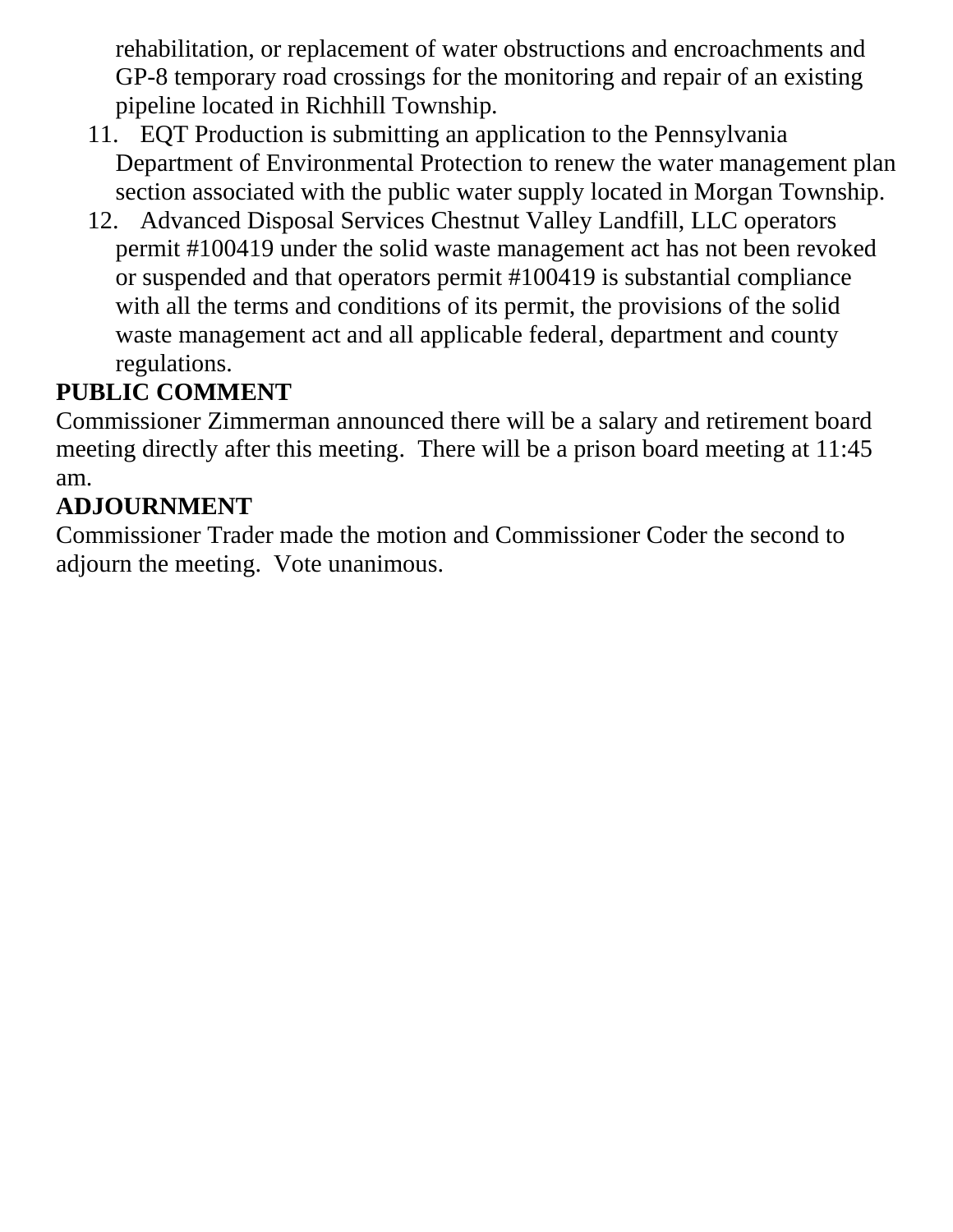rehabilitation, or replacement of water obstructions and encroachments and GP-8 temporary road crossings for the monitoring and repair of an existing pipeline located in Richhill Township.

11. EQT Production is submitting an application to the Pennsylvania Department of Environmental Protection to renew the water management plan section associated with the public water supply located in Morgan Township.
12. Advanced Disposal Services Chestnut Valley Landfill, LLC operators permit #100419 under the solid waste management act has not been revoked or suspended and that operators permit #100419 is substantial compliance with all the terms and conditions of its permit, the provisions of the solid waste management act and all applicable federal, department and county regulations.

**PUBLIC COMMENT**

Commissioner Zimmerman announced there will be a salary and retirement board meeting directly after this meeting. There will be a prison board meeting at 11:45 am.

**ADJOURNMENT**

Commissioner Trader made the motion and Commissioner Coder the second to adjourn the meeting. Vote unanimous.